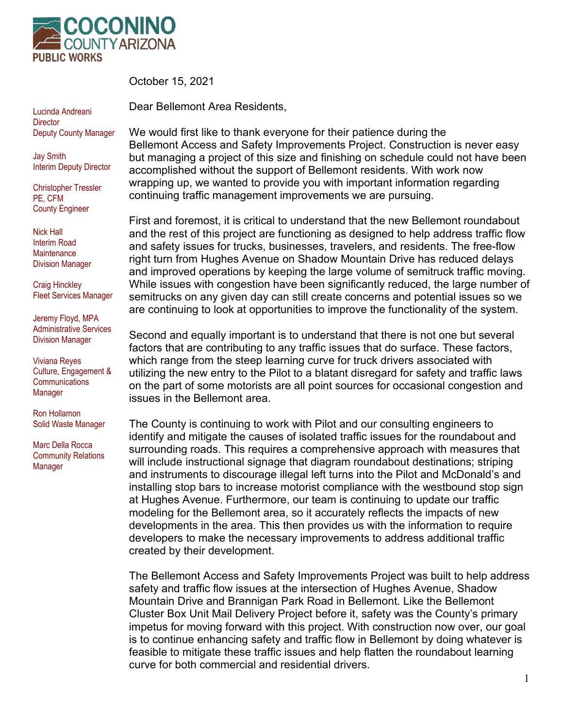**COCONINO COUNTY ARIZONA**
**PUBLIC WORKS**

Lucinda Andreani
Director
Deputy County Manager

Jay Smith
Interim Deputy Director

Christopher Tressler
PE, CFM
County Engineer

Nick Hall
Interim Road Maintenance Division Manager

Craig Hinckley
Fleet Services Manager

Jeremy Floyd, MPA
Administrative Services Division Manager

Viviana Reyes
Culture, Engagement & Communications Manager

Ron Hollamon
Solid Waste Manager

Marc Della Rocca
Community Relations Manager

October 15, 2021

Dear Bellemont Area Residents,

We would first like to thank everyone for their patience during the Bellemont Access and Safety Improvements Project. Construction is never easy but managing a project of this size and finishing on schedule could not have been accomplished without the support of Bellemont residents. With work now wrapping up, we wanted to provide you with important information regarding continuing traffic management improvements we are pursuing.

First and foremost, it is critical to understand that the new Bellemont roundabout and the rest of this project are functioning as designed to help address traffic flow and safety issues for trucks, businesses, travelers, and residents. The free-flow right turn from Hughes Avenue on Shadow Mountain Drive has reduced delays and improved operations by keeping the large volume of semitruck traffic moving. While issues with congestion have been significantly reduced, the large number of semitrucks on any given day can still create concerns and potential issues so we are continuing to look at opportunities to improve the functionality of the system.

Second and equally important is to understand that there is not one but several factors that are contributing to any traffic issues that do surface. These factors, which range from the steep learning curve for truck drivers associated with utilizing the new entry to the Pilot to a blatant disregard for safety and traffic laws on the part of some motorists are all point sources for occasional congestion and issues in the Bellemont area.

The County is continuing to work with Pilot and our consulting engineers to identify and mitigate the causes of isolated traffic issues for the roundabout and surrounding roads. This requires a comprehensive approach with measures that will include instructional signage that diagram roundabout destinations; striping and instruments to discourage illegal left turns into the Pilot and McDonald's and installing stop bars to increase motorist compliance with the westbound stop sign at Hughes Avenue. Furthermore, our team is continuing to update our traffic modeling for the Bellemont area, so it accurately reflects the impacts of new developments in the area. This then provides us with the information to require developers to make the necessary improvements to address additional traffic created by their development.

The Bellemont Access and Safety Improvements Project was built to help address safety and traffic flow issues at the intersection of Hughes Avenue, Shadow Mountain Drive and Brannigan Park Road in Bellemont. Like the Bellemont Cluster Box Unit Mail Delivery Project before it, safety was the County's primary impetus for moving forward with this project. With construction now over, our goal is to continue enhancing safety and traffic flow in Bellemont by doing whatever is feasible to mitigate these traffic issues and help flatten the roundabout learning curve for both commercial and residential drivers.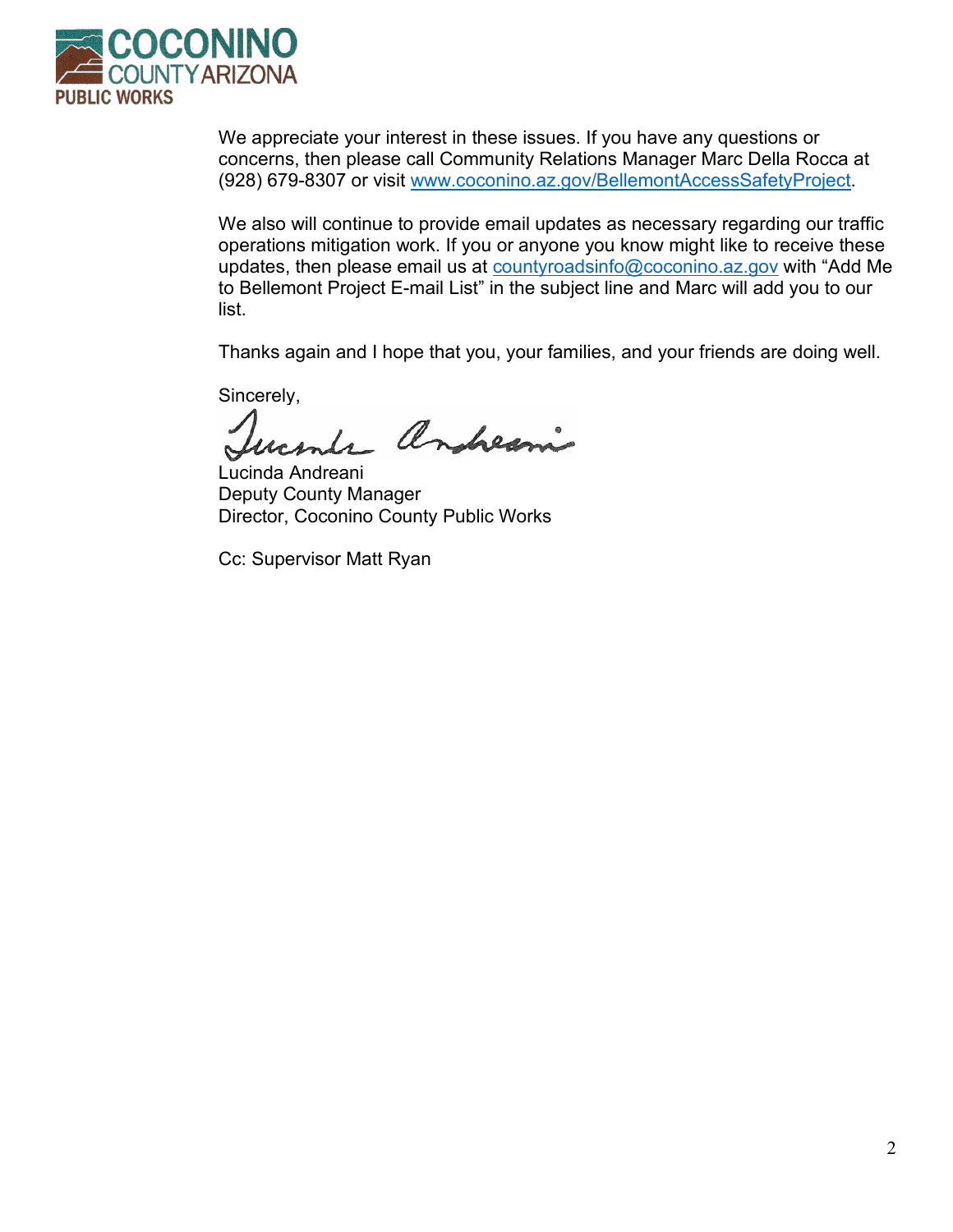COCONINO COUNTY ARIZONA
PUBLIC WORKS

We appreciate your interest in these issues. If you have any questions or concerns, then please call Community Relations Manager Marc Della Rocca at (928) 679-8307 or visit [www.coconino.az.gov/BellemontAccessSafetyProject](http://www.coconino.az.gov/BellemontAccessSafetyProject).

We also will continue to provide email updates as necessary regarding our traffic operations mitigation work. If you or anyone you know might like to receive these updates, then please email us at [countyroadsinfo@coconino.az.gov](mailto:countyroadsinfo@coconino.az.gov) with "Add Me to Bellemont Project E-mail List" in the subject line and Marc will add you to our list.

Thanks again and I hope that you, your families, and your friends are doing well.

Sincerely,

Lucinda Andreani
Deputy County Manager
Director, Coconino County Public Works

Cc: Supervisor Matt Ryan